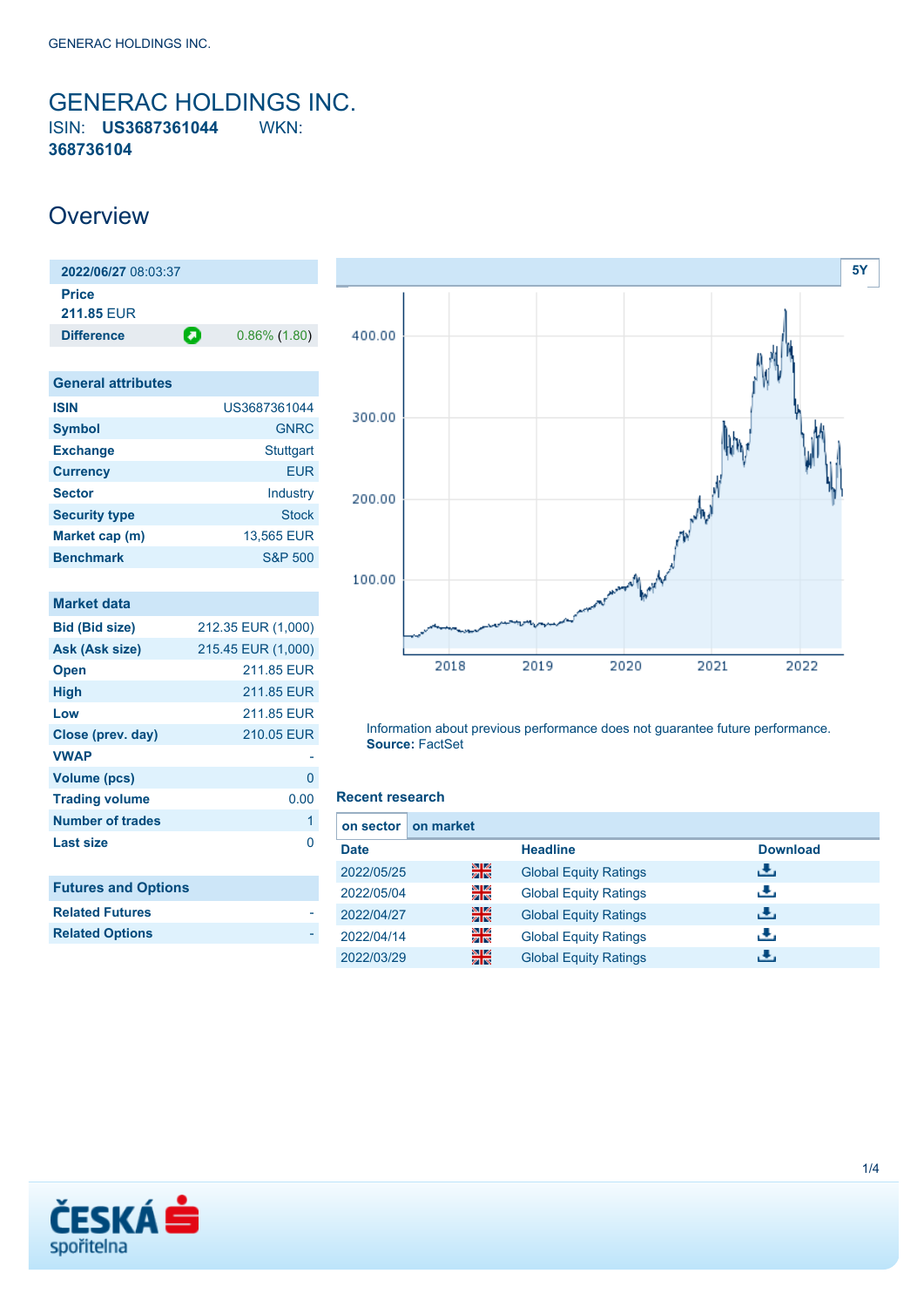# GENERAC HOLDINGS INC.

ISIN: **US3687361044** WKN: **368736104**

## Overview

| 2022/06/27 08:03:37 | |
|---|---|
| **Price** | |
| **211.85 EUR** | |
| **Difference** | 0.86% (1.80) |

| General attributes | |
|---|---|
| **ISIN** | US3687361044 |
| **Symbol** | GNRC |
| **Exchange** | Stuttgart |
| **Currency** | EUR |
| **Sector** | Industry |
| **Security type** | Stock |
| **Market cap (m)** | 13,565 EUR |
| **Benchmark** | S&P 500 |

| Market data | |
|---|---|
| **Bid (Bid size)** | 212.35 EUR (1,000) |
| **Ask (Ask size)** | 215.45 EUR (1,000) |
| **Open** | 211.85 EUR |
| **High** | 211.85 EUR |
| **Low** | 211.85 EUR |
| **Close (prev. day)** | 210.05 EUR |
| **VWAP** | - |
| **Volume (pcs)** | 0 |
| **Trading volume** | 0.00 |
| **Number of trades** | 1 |
| **Last size** | 0 |

| Futures and Options | |
|---|---|
| **Related Futures** | - |
| **Related Options** | - |

Information about previous performance does not guarantee future performance.
**Source:** FactSet

### Recent research

on sector | on market

| Date | | Headline | Download |
|---|---|---|---|
| 2022/05/25 | | Global Equity Ratings | |
| 2022/05/04 | | Global Equity Ratings | |
| 2022/04/27 | | Global Equity Ratings | |
| 2022/04/14 | | Global Equity Ratings | |
| 2022/03/29 | | Global Equity Ratings | |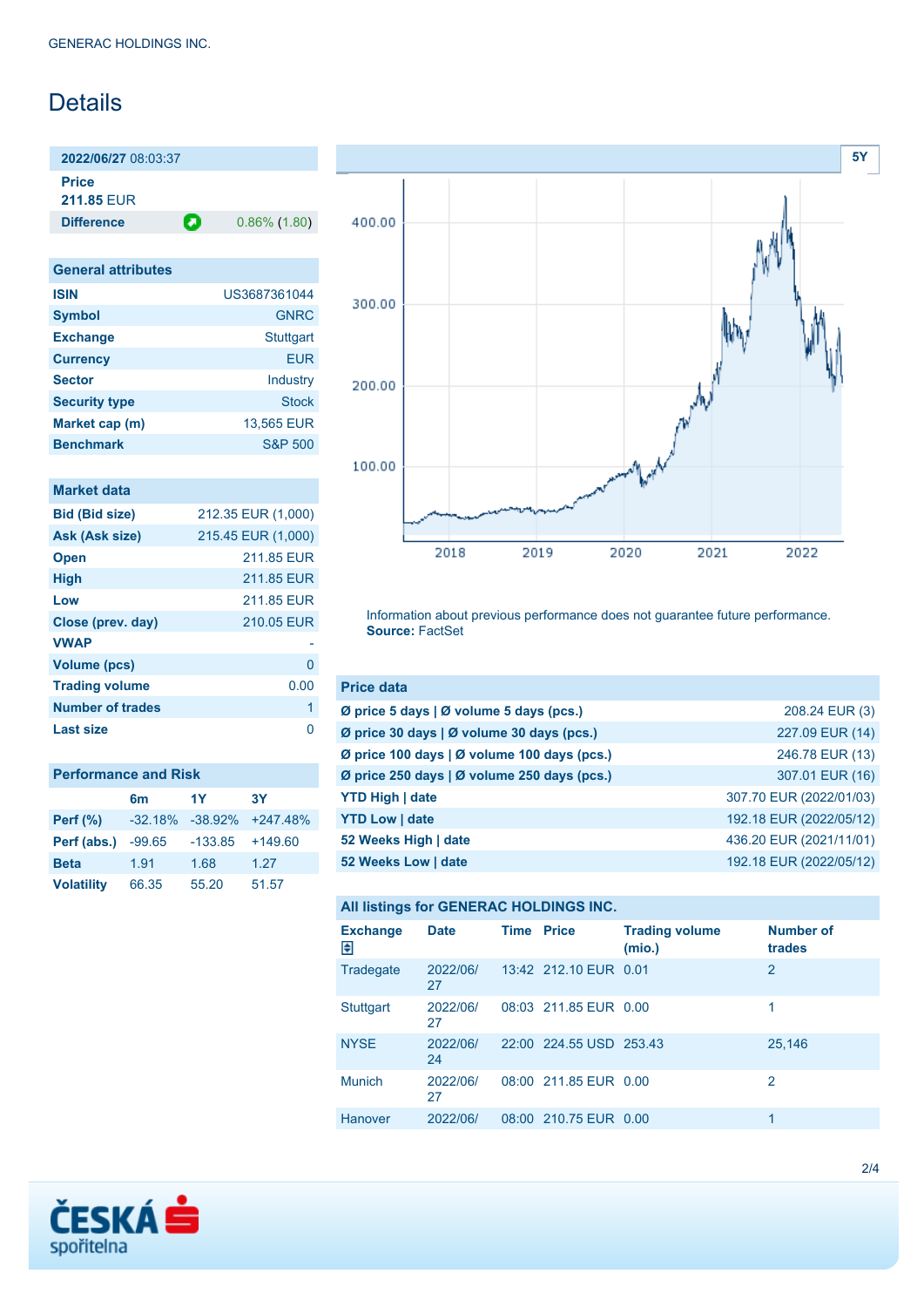# Details

| **2022/06/27** 08:03:37 | |
|---|---|
| **Price** | |
| **211.85** EUR | |
| **Difference** | 0.86% (1.80) |

| General attributes | |
|---|---|
| **ISIN** | US3687361044 |
| **Symbol** | GNRC |
| **Exchange** | Stuttgart |
| **Currency** | EUR |
| **Sector** | Industry |
| **Security type** | Stock |
| **Market cap (m)** | 13,565 EUR |
| **Benchmark** | S&P 500 |

| Market data | |
|---|---|
| **Bid (Bid size)** | 212.35 EUR (1,000) |
| **Ask (Ask size)** | 215.45 EUR (1,000) |
| **Open** | 211.85 EUR |
| **High** | 211.85 EUR |
| **Low** | 211.85 EUR |
| **Close (prev. day)** | 210.05 EUR |
| **VWAP** | - |
| **Volume (pcs)** | 0 |
| **Trading volume** | 0.00 |
| **Number of trades** | 1 |
| **Last size** | 0 |

**Performance and Risk**

| | 6m | 1Y | 3Y |
|---|---|---|---|
| **Perf (%)** | -32.18% | -38.92% | +247.48% |
| **Perf (abs.)** | -99.65 | -133.85 | +149.60 |
| **Beta** | 1.91 | 1.68 | 1.27 |
| **Volatility** | 66.35 | 55.20 | 51.57 |

Information about previous performance does not guarantee future performance.
**Source:** FactSet

| Price data | |
|---|---|
| **Ø price 5 days \| Ø volume 5 days (pcs.)** | 208.24 EUR (3) |
| **Ø price 30 days \| Ø volume 30 days (pcs.)** | 227.09 EUR (14) |
| **Ø price 100 days \| Ø volume 100 days (pcs.)** | 246.78 EUR (13) |
| **Ø price 250 days \| Ø volume 250 days (pcs.)** | 307.01 EUR (16) |
| **YTD High \| date** | 307.70 EUR (2022/01/03) |
| **YTD Low \| date** | 192.18 EUR (2022/05/12) |
| **52 Weeks High \| date** | 436.20 EUR (2021/11/01) |
| **52 Weeks Low \| date** | 192.18 EUR (2022/05/12) |

**All listings for GENERAC HOLDINGS INC.**

| Exchange | Date | Time | Price | Trading volume (mio.) | Number of trades |
|---|---|---|---|---|---|
| Tradegate | 2022/06/27 | 13:42 | 212.10 EUR | 0.01 | 2 |
| Stuttgart | 2022/06/27 | 08:03 | 211.85 EUR | 0.00 | 1 |
| NYSE | 2022/06/24 | 22:00 | 224.55 USD | 253.43 | 25,146 |
| Munich | 2022/06/27 | 08:00 | 211.85 EUR | 0.00 | 2 |
| Hanover | 2022/06/ | 08:00 | 210.75 EUR | 0.00 | 1 |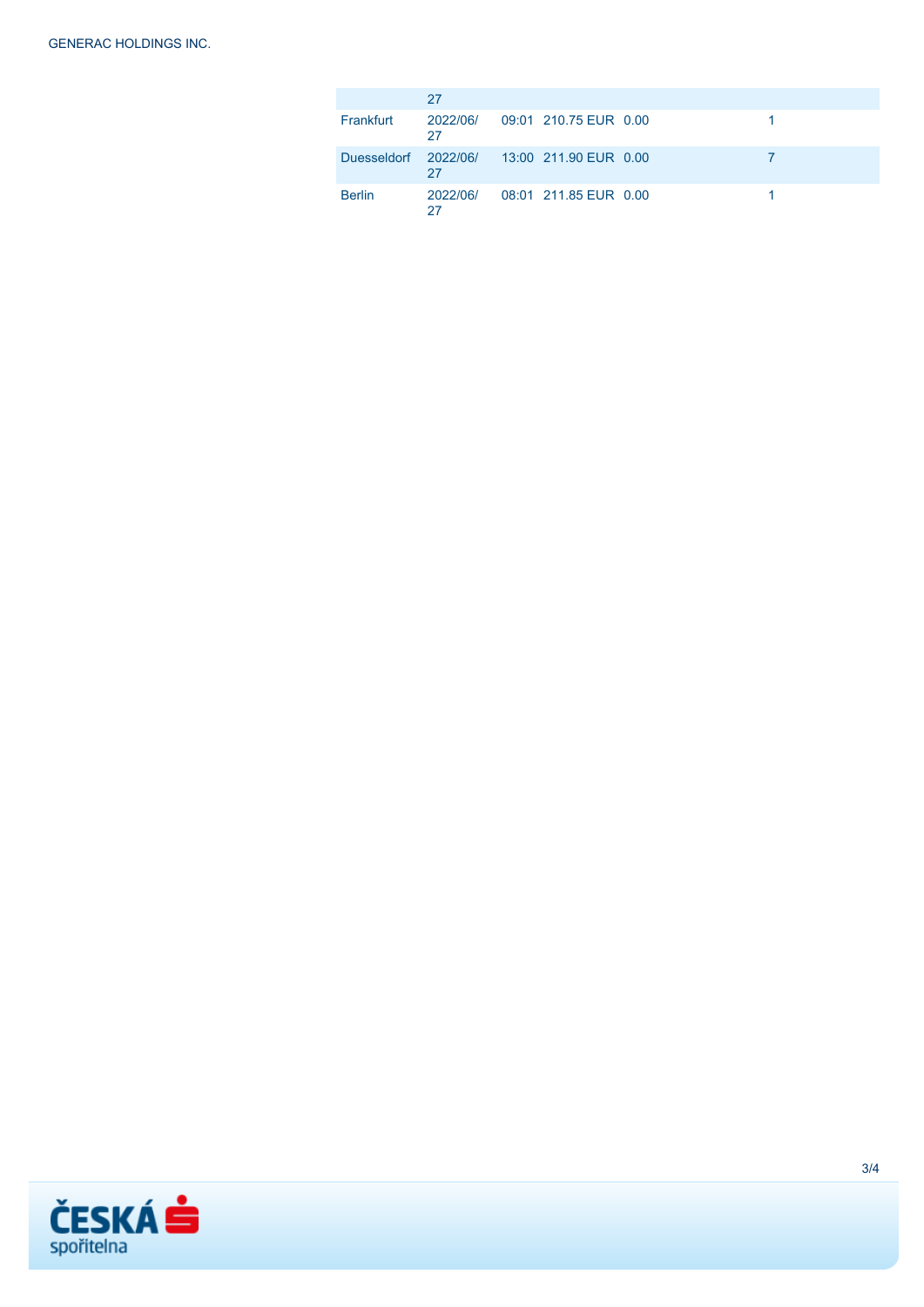| | | | | | | |
|---|---|---|---|---|---|---|
| | 2022/06/27 | | | | | |
| Frankfurt | 2022/06/27 | 09:01 | 210.75 EUR | 0.00 | | 1 |
| Duesseldorf | 2022/06/27 | 13:00 | 211.90 EUR | 0.00 | | 7 |
| Berlin | 2022/06/27 | 08:01 | 211.85 EUR | 0.00 | | 1 |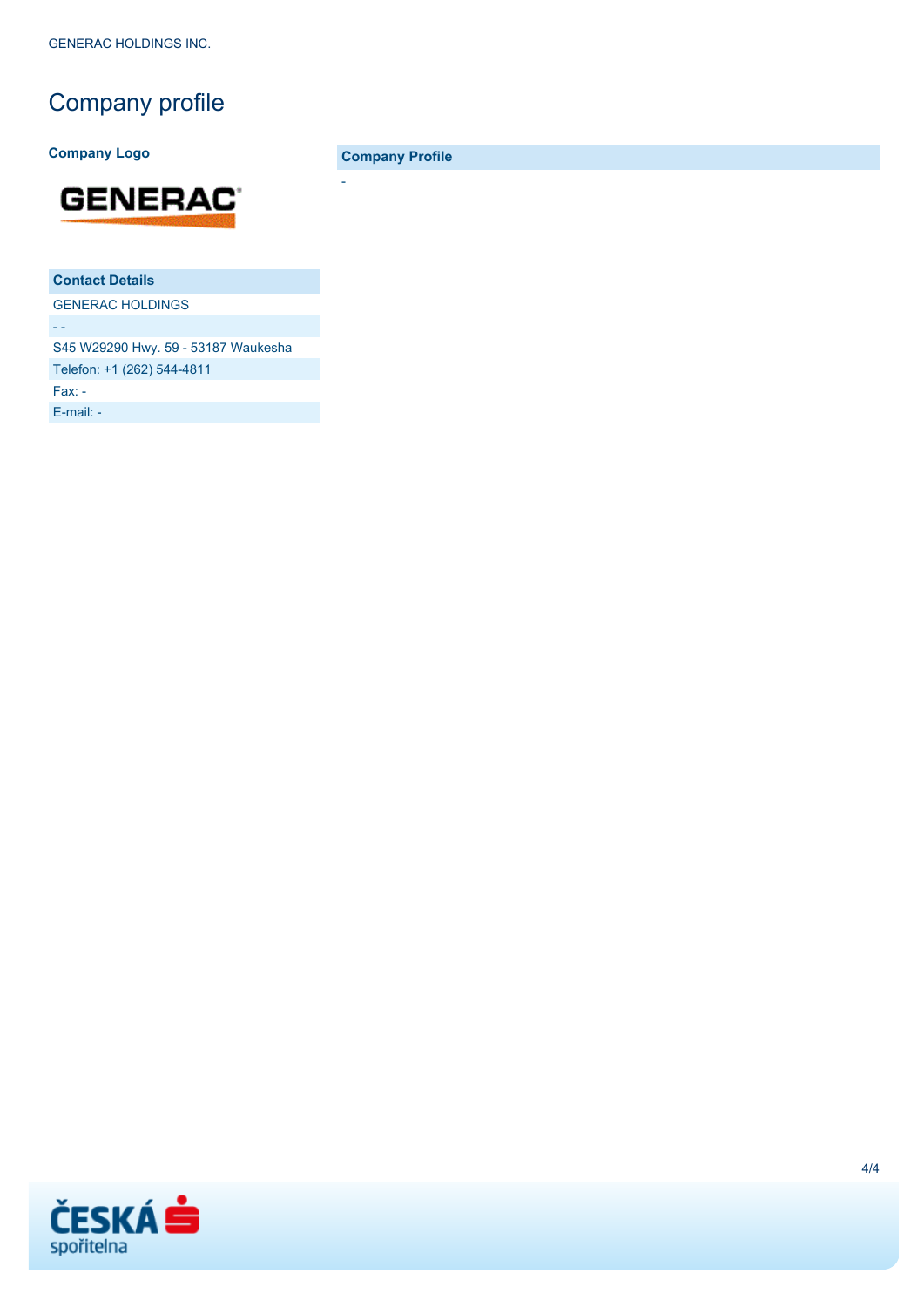# Company profile

**Company Logo**

**Company Profile**

-

| Contact Details |
| --- |
| GENERAC HOLDINGS |
| - - |
| S45 W29290 Hwy. 59 - 53187 Waukesha |
| Telefon: +1 (262) 544-4811 |
| Fax: - |
| E-mail: - |